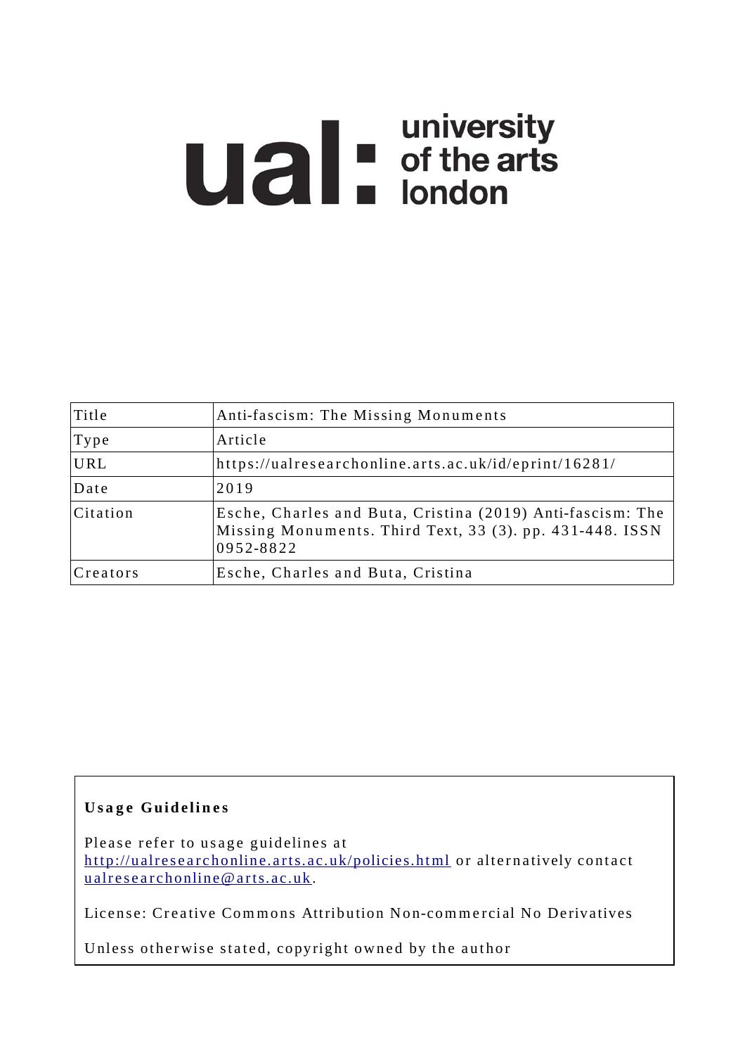ual: university of the arts london

| Title | Anti-fascism: The Missing Monuments |
| --- | --- |
| Type | Article |
| URL | https://ualresearchonline.arts.ac.uk/id/eprint/16281/ |
| Date | 2019 |
| Citation | Esche, Charles and Buta, Cristina (2019) Anti-fascism: The Missing Monuments. Third Text, 33 (3). pp. 431-448. ISSN 0952-8822 |
| Creators | Esche, Charles and Buta, Cristina |

**Usage Guidelines**

Please refer to usage guidelines at http://ualresearchonline.arts.ac.uk/policies.html or alternatively contact ualresearchonline@arts.ac.uk.

License: Creative Commons Attribution Non-commercial No Derivatives

Unless otherwise stated, copyright owned by the author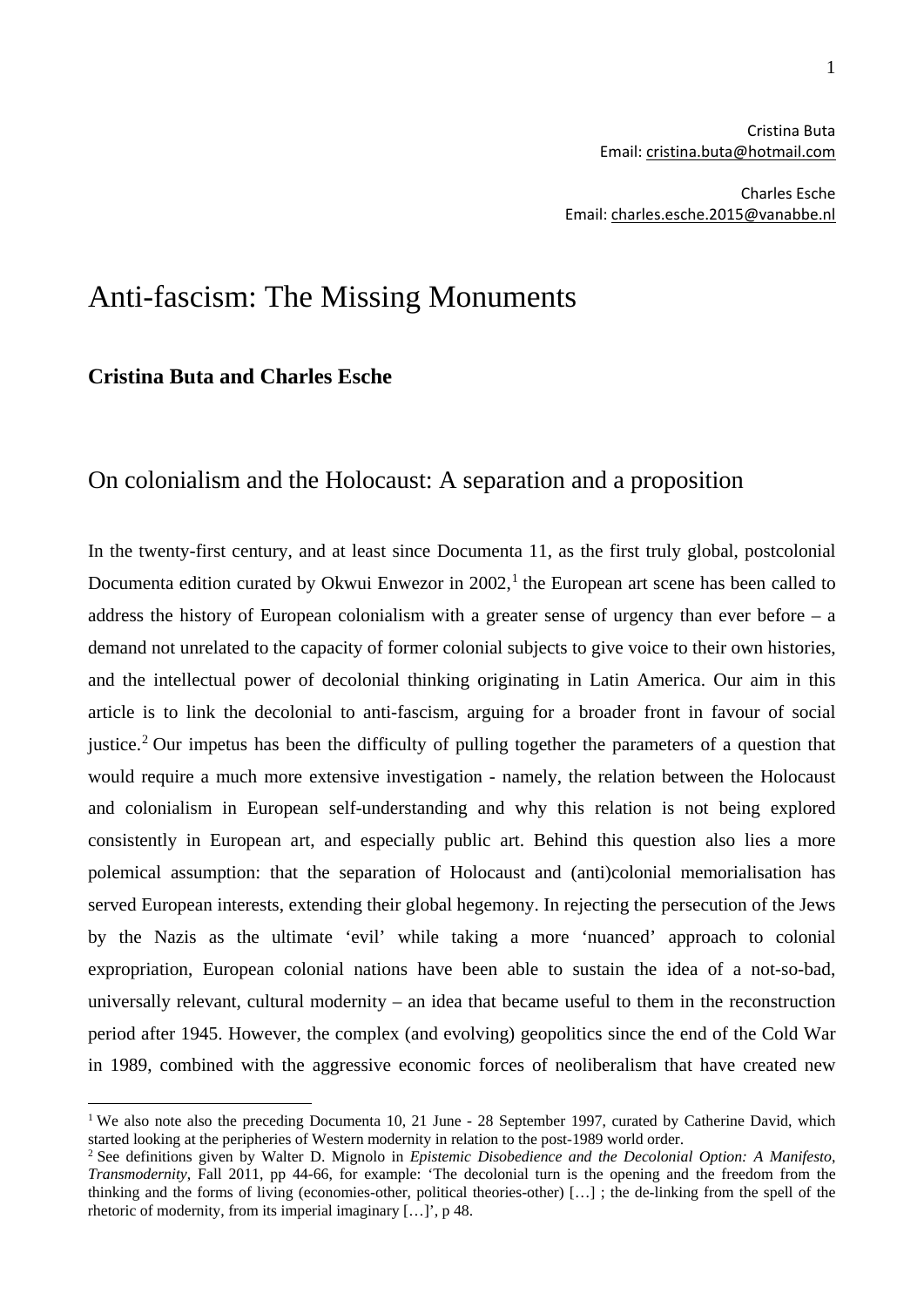Cristina Buta
Email: cristina.buta@hotmail.com

Charles Esche
Email: charles.esche.2015@vanabbe.nl

# Anti-fascism: The Missing Monuments

**Cristina Buta and Charles Esche**

## On colonialism and the Holocaust: A separation and a proposition

In the twenty-first century, and at least since Documenta 11, as the first truly global, postcolonial Documenta edition curated by Okwui Enwezor in 2002,[1] the European art scene has been called to address the history of European colonialism with a greater sense of urgency than ever before – a demand not unrelated to the capacity of former colonial subjects to give voice to their own histories, and the intellectual power of decolonial thinking originating in Latin America. Our aim in this article is to link the decolonial to anti-fascism, arguing for a broader front in favour of social justice.[2] Our impetus has been the difficulty of pulling together the parameters of a question that would require a much more extensive investigation - namely, the relation between the Holocaust and colonialism in European self-understanding and why this relation is not being explored consistently in European art, and especially public art. Behind this question also lies a more polemical assumption: that the separation of Holocaust and (anti)colonial memorialisation has served European interests, extending their global hegemony. In rejecting the persecution of the Jews by the Nazis as the ultimate 'evil' while taking a more 'nuanced' approach to colonial expropriation, European colonial nations have been able to sustain the idea of a not-so-bad, universally relevant, cultural modernity – an idea that became useful to them in the reconstruction period after 1945. However, the complex (and evolving) geopolitics since the end of the Cold War in 1989, combined with the aggressive economic forces of neoliberalism that have created new

---

[1] We also note also the preceding Documenta 10, 21 June - 28 September 1997, curated by Catherine David, which started looking at the peripheries of Western modernity in relation to the post-1989 world order.

[2] See definitions given by Walter D. Mignolo in *Epistemic Disobedience and the Decolonial Option: A Manifesto*, *Transmodernity*, Fall 2011, pp 44-66, for example: 'The decolonial turn is the opening and the freedom from the thinking and the forms of living (economies-other, political theories-other) […] ; the de-linking from the spell of the rhetoric of modernity, from its imperial imaginary […]', p 48.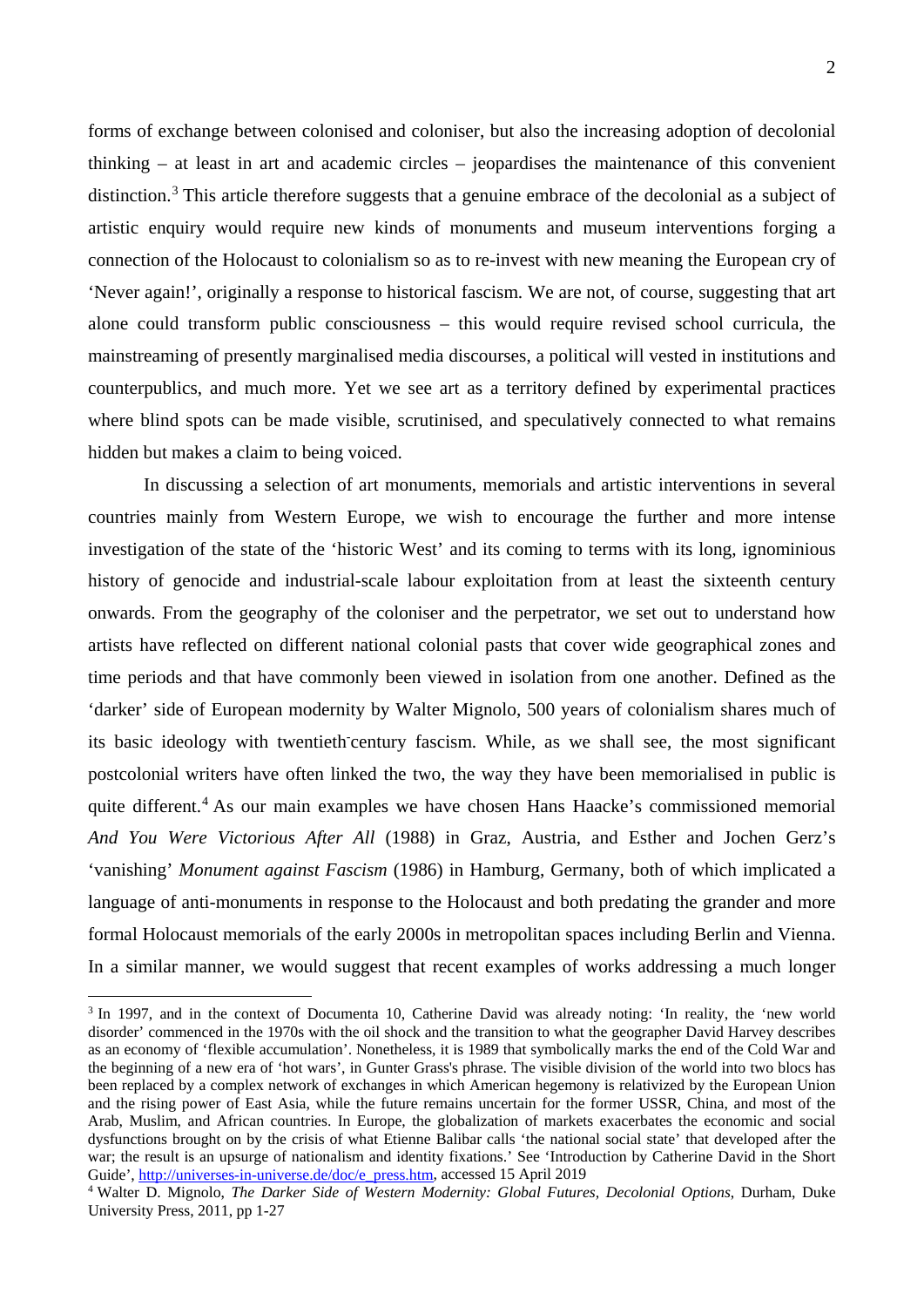forms of exchange between colonised and coloniser, but also the increasing adoption of decolonial thinking – at least in art and academic circles – jeopardises the maintenance of this convenient distinction.[3] This article therefore suggests that a genuine embrace of the decolonial as a subject of artistic enquiry would require new kinds of monuments and museum interventions forging a connection of the Holocaust to colonialism so as to re-invest with new meaning the European cry of 'Never again!', originally a response to historical fascism. We are not, of course, suggesting that art alone could transform public consciousness – this would require revised school curricula, the mainstreaming of presently marginalised media discourses, a political will vested in institutions and counterpublics, and much more. Yet we see art as a territory defined by experimental practices where blind spots can be made visible, scrutinised, and speculatively connected to what remains hidden but makes a claim to being voiced.

In discussing a selection of art monuments, memorials and artistic interventions in several countries mainly from Western Europe, we wish to encourage the further and more intense investigation of the state of the 'historic West' and its coming to terms with its long, ignominious history of genocide and industrial-scale labour exploitation from at least the sixteenth century onwards. From the geography of the coloniser and the perpetrator, we set out to understand how artists have reflected on different national colonial pasts that cover wide geographical zones and time periods and that have commonly been viewed in isolation from one another. Defined as the 'darker' side of European modernity by Walter Mignolo, 500 years of colonialism shares much of its basic ideology with twentieth-century fascism. While, as we shall see, the most significant postcolonial writers have often linked the two, the way they have been memorialised in public is quite different.[4] As our main examples we have chosen Hans Haacke's commissioned memorial *And You Were Victorious After All* (1988) in Graz, Austria, and Esther and Jochen Gerz's 'vanishing' *Monument against Fascism* (1986) in Hamburg, Germany, both of which implicated a language of anti-monuments in response to the Holocaust and both predating the grander and more formal Holocaust memorials of the early 2000s in metropolitan spaces including Berlin and Vienna. In a similar manner, we would suggest that recent examples of works addressing a much longer

---

[3] In 1997, and in the context of Documenta 10, Catherine David was already noting: 'In reality, the 'new world disorder' commenced in the 1970s with the oil shock and the transition to what the geographer David Harvey describes as an economy of 'flexible accumulation'. Nonetheless, it is 1989 that symbolically marks the end of the Cold War and the beginning of a new era of 'hot wars', in Gunter Grass's phrase. The visible division of the world into two blocs has been replaced by a complex network of exchanges in which American hegemony is relativized by the European Union and the rising power of East Asia, while the future remains uncertain for the former USSR, China, and most of the Arab, Muslim, and African countries. In Europe, the globalization of markets exacerbates the economic and social dysfunctions brought on by the crisis of what Etienne Balibar calls 'the national social state' that developed after the war; the result is an upsurge of nationalism and identity fixations.' See 'Introduction by Catherine David in the Short Guide', http://universes-in-universe.de/doc/e_press.htm, accessed 15 April 2019

[4] Walter D. Mignolo, *The Darker Side of Western Modernity: Global Futures, Decolonial Options*, Durham, Duke University Press, 2011, pp 1-27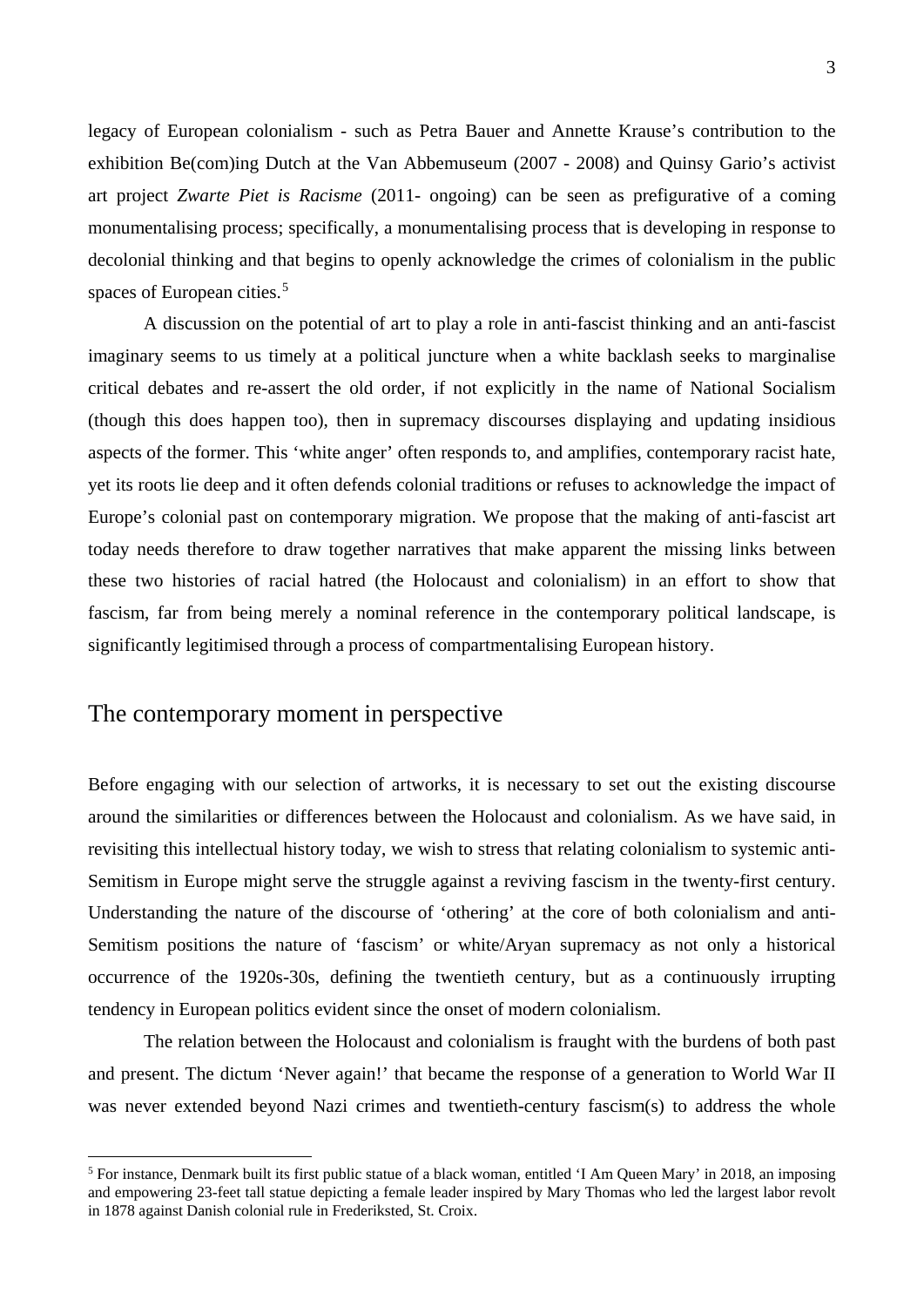legacy of European colonialism - such as Petra Bauer and Annette Krause's contribution to the exhibition Be(com)ing Dutch at the Van Abbemuseum (2007 - 2008) and Quinsy Gario's activist art project *Zwarte Piet is Racisme* (2011- ongoing) can be seen as prefigurative of a coming monumentalising process; specifically, a monumentalising process that is developing in response to decolonial thinking and that begins to openly acknowledge the crimes of colonialism in the public spaces of European cities.[5]

A discussion on the potential of art to play a role in anti-fascist thinking and an anti-fascist imaginary seems to us timely at a political juncture when a white backlash seeks to marginalise critical debates and re-assert the old order, if not explicitly in the name of National Socialism (though this does happen too), then in supremacy discourses displaying and updating insidious aspects of the former. This 'white anger' often responds to, and amplifies, contemporary racist hate, yet its roots lie deep and it often defends colonial traditions or refuses to acknowledge the impact of Europe's colonial past on contemporary migration. We propose that the making of anti-fascist art today needs therefore to draw together narratives that make apparent the missing links between these two histories of racial hatred (the Holocaust and colonialism) in an effort to show that fascism, far from being merely a nominal reference in the contemporary political landscape, is significantly legitimised through a process of compartmentalising European history.

## The contemporary moment in perspective

Before engaging with our selection of artworks, it is necessary to set out the existing discourse around the similarities or differences between the Holocaust and colonialism. As we have said, in revisiting this intellectual history today, we wish to stress that relating colonialism to systemic anti-Semitism in Europe might serve the struggle against a reviving fascism in the twenty-first century. Understanding the nature of the discourse of 'othering' at the core of both colonialism and anti-Semitism positions the nature of 'fascism' or white/Aryan supremacy as not only a historical occurrence of the 1920s-30s, defining the twentieth century, but as a continuously irrupting tendency in European politics evident since the onset of modern colonialism.

The relation between the Holocaust and colonialism is fraught with the burdens of both past and present. The dictum 'Never again!' that became the response of a generation to World War II was never extended beyond Nazi crimes and twentieth-century fascism(s) to address the whole

[5] For instance, Denmark built its first public statue of a black woman, entitled 'I Am Queen Mary' in 2018, an imposing and empowering 23-feet tall statue depicting a female leader inspired by Mary Thomas who led the largest labor revolt in 1878 against Danish colonial rule in Frederiksted, St. Croix.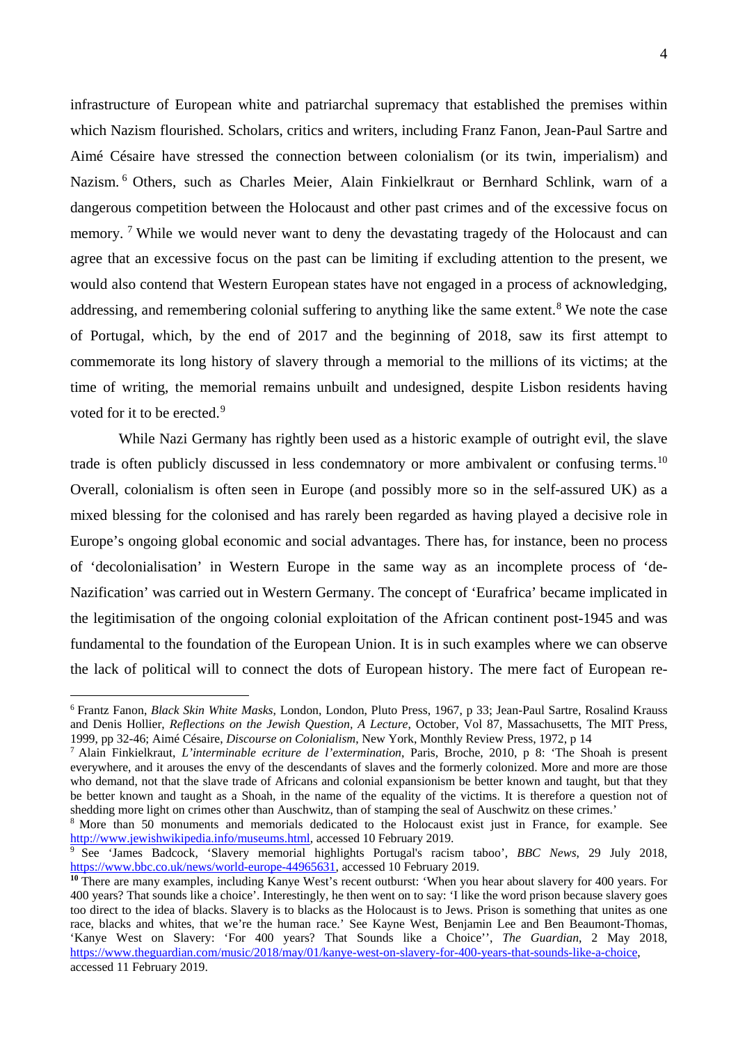infrastructure of European white and patriarchal supremacy that established the premises within which Nazism flourished. Scholars, critics and writers, including Franz Fanon, Jean-Paul Sartre and Aimé Césaire have stressed the connection between colonialism (or its twin, imperialism) and Nazism.[6] Others, such as Charles Meier, Alain Finkielkraut or Bernhard Schlink, warn of a dangerous competition between the Holocaust and other past crimes and of the excessive focus on memory.[7] While we would never want to deny the devastating tragedy of the Holocaust and can agree that an excessive focus on the past can be limiting if excluding attention to the present, we would also contend that Western European states have not engaged in a process of acknowledging, addressing, and remembering colonial suffering to anything like the same extent.[8] We note the case of Portugal, which, by the end of 2017 and the beginning of 2018, saw its first attempt to commemorate its long history of slavery through a memorial to the millions of its victims; at the time of writing, the memorial remains unbuilt and undesigned, despite Lisbon residents having voted for it to be erected.[9]

While Nazi Germany has rightly been used as a historic example of outright evil, the slave trade is often publicly discussed in less condemnatory or more ambivalent or confusing terms.[10] Overall, colonialism is often seen in Europe (and possibly more so in the self-assured UK) as a mixed blessing for the colonised and has rarely been regarded as having played a decisive role in Europe's ongoing global economic and social advantages. There has, for instance, been no process of 'decolonialisation' in Western Europe in the same way as an incomplete process of 'de-Nazification' was carried out in Western Germany. The concept of 'Eurafrica' became implicated in the legitimisation of the ongoing colonial exploitation of the African continent post-1945 and was fundamental to the foundation of the European Union. It is in such examples where we can observe the lack of political will to connect the dots of European history. The mere fact of European re-

---

[6] Frantz Fanon, *Black Skin White Masks*, London, London, Pluto Press, 1967, p 33; Jean-Paul Sartre, Rosalind Krauss and Denis Hollier, *Reflections on the Jewish Question*, *A Lecture*, October, Vol 87, Massachusetts, The MIT Press, 1999, pp 32-46; Aimé Césaire, *Discourse on Colonialism*, New York, Monthly Review Press, 1972, p 14

[7] Alain Finkielkraut, *L'interminable ecriture de l'extermination*, Paris, Broche, 2010, p 8: 'The Shoah is present everywhere, and it arouses the envy of the descendants of slaves and the formerly colonized. More and more are those who demand, not that the slave trade of Africans and colonial expansionism be better known and taught, but that they be better known and taught as a Shoah, in the name of the equality of the victims. It is therefore a question not of shedding more light on crimes other than Auschwitz, than of stamping the seal of Auschwitz on these crimes.'

[8] More than 50 monuments and memorials dedicated to the Holocaust exist just in France, for example. See http://www.jewishwikipedia.info/museums.html, accessed 10 February 2019.

[9] See 'James Badcock, 'Slavery memorial highlights Portugal's racism taboo', *BBC News*, 29 July 2018, https://www.bbc.co.uk/news/world-europe-44965631, accessed 10 February 2019.

[10] There are many examples, including Kanye West's recent outburst: 'When you hear about slavery for 400 years. For 400 years? That sounds like a choice'. Interestingly, he then went on to say: 'I like the word prison because slavery goes too direct to the idea of blacks. Slavery is to blacks as the Holocaust is to Jews. Prison is something that unites as one race, blacks and whites, that we're the human race.' See Kayne West, Benjamin Lee and Ben Beaumont-Thomas, 'Kanye West on Slavery: 'For 400 years? That Sounds like a Choice'', *The Guardian*, 2 May 2018, https://www.theguardian.com/music/2018/may/01/kanye-west-on-slavery-for-400-years-that-sounds-like-a-choice, accessed 11 February 2019.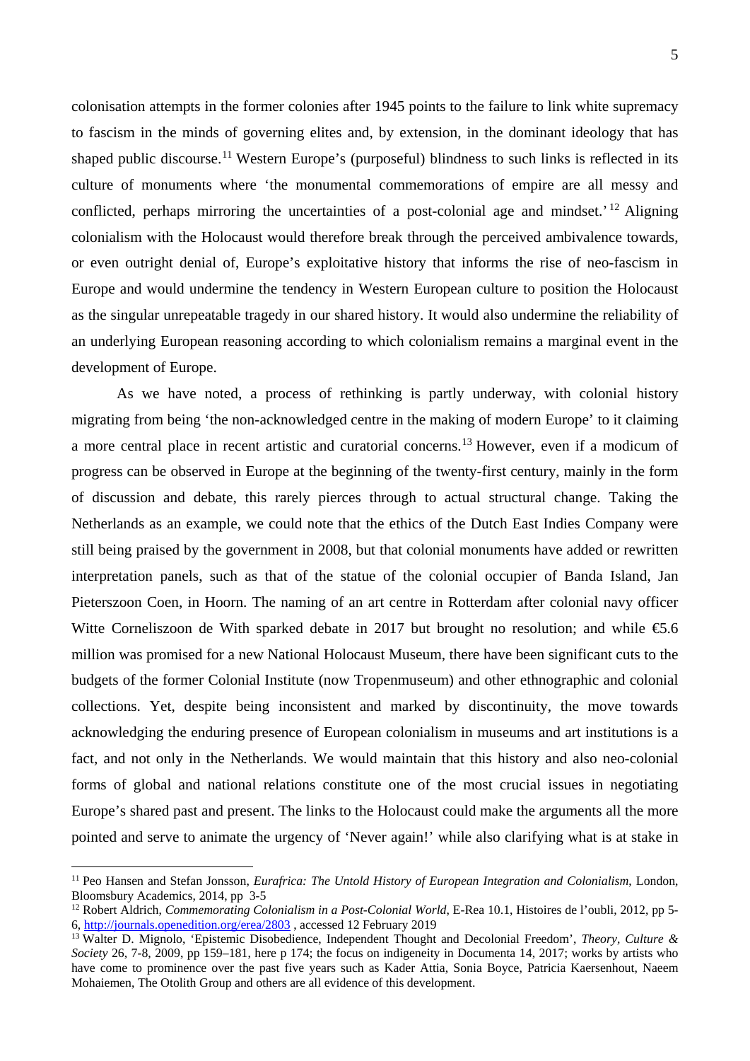colonisation attempts in the former colonies after 1945 points to the failure to link white supremacy to fascism in the minds of governing elites and, by extension, in the dominant ideology that has shaped public discourse.[11] Western Europe's (purposeful) blindness to such links is reflected in its culture of monuments where 'the monumental commemorations of empire are all messy and conflicted, perhaps mirroring the uncertainties of a post-colonial age and mindset.'[12] Aligning colonialism with the Holocaust would therefore break through the perceived ambivalence towards, or even outright denial of, Europe's exploitative history that informs the rise of neo-fascism in Europe and would undermine the tendency in Western European culture to position the Holocaust as the singular unrepeatable tragedy in our shared history. It would also undermine the reliability of an underlying European reasoning according to which colonialism remains a marginal event in the development of Europe.

As we have noted, a process of rethinking is partly underway, with colonial history migrating from being 'the non-acknowledged centre in the making of modern Europe' to it claiming a more central place in recent artistic and curatorial concerns.[13] However, even if a modicum of progress can be observed in Europe at the beginning of the twenty-first century, mainly in the form of discussion and debate, this rarely pierces through to actual structural change. Taking the Netherlands as an example, we could note that the ethics of the Dutch East Indies Company were still being praised by the government in 2008, but that colonial monuments have added or rewritten interpretation panels, such as that of the statue of the colonial occupier of Banda Island, Jan Pieterszoon Coen, in Hoorn. The naming of an art centre in Rotterdam after colonial navy officer Witte Corneliszoon de With sparked debate in 2017 but brought no resolution; and while €5.6 million was promised for a new National Holocaust Museum, there have been significant cuts to the budgets of the former Colonial Institute (now Tropenmuseum) and other ethnographic and colonial collections. Yet, despite being inconsistent and marked by discontinuity, the move towards acknowledging the enduring presence of European colonialism in museums and art institutions is a fact, and not only in the Netherlands. We would maintain that this history and also neo-colonial forms of global and national relations constitute one of the most crucial issues in negotiating Europe's shared past and present. The links to the Holocaust could make the arguments all the more pointed and serve to animate the urgency of 'Never again!' while also clarifying what is at stake in

---

[11] Peo Hansen and Stefan Jonsson, *Eurafrica: The Untold History of European Integration and Colonialism*, London, Bloomsbury Academics, 2014, pp 3-5

[12] Robert Aldrich, *Commemorating Colonialism in a Post-Colonial World*, E-Rea 10.1, Histoires de l'oubli, 2012, pp 5-6, http://journals.openedition.org/erea/2803 , accessed 12 February 2019

[13] Walter D. Mignolo, 'Epistemic Disobedience, Independent Thought and Decolonial Freedom', *Theory, Culture & Society* 26, 7-8, 2009, pp 159–181, here p 174; the focus on indigeneity in Documenta 14, 2017; works by artists who have come to prominence over the past five years such as Kader Attia, Sonia Boyce, Patricia Kaersenhout, Naeem Mohaiemen, The Otolith Group and others are all evidence of this development.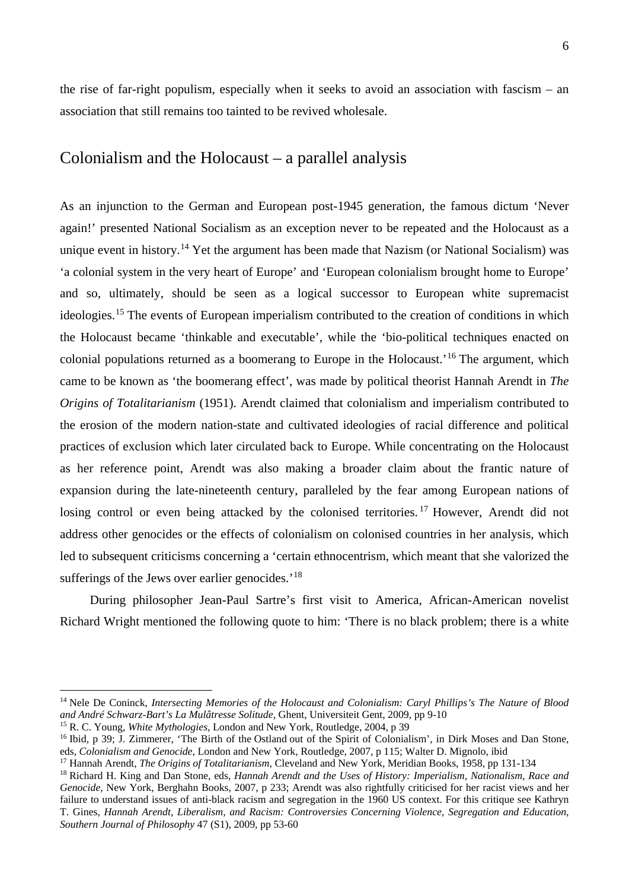the rise of far-right populism, especially when it seeks to avoid an association with fascism – an association that still remains too tainted to be revived wholesale.

## Colonialism and the Holocaust – a parallel analysis

As an injunction to the German and European post-1945 generation, the famous dictum 'Never again!' presented National Socialism as an exception never to be repeated and the Holocaust as a unique event in history.[14] Yet the argument has been made that Nazism (or National Socialism) was 'a colonial system in the very heart of Europe' and 'European colonialism brought home to Europe' and so, ultimately, should be seen as a logical successor to European white supremacist ideologies.[15] The events of European imperialism contributed to the creation of conditions in which the Holocaust became 'thinkable and executable', while the 'bio-political techniques enacted on colonial populations returned as a boomerang to Europe in the Holocaust.'[16] The argument, which came to be known as 'the boomerang effect', was made by political theorist Hannah Arendt in *The Origins of Totalitarianism* (1951). Arendt claimed that colonialism and imperialism contributed to the erosion of the modern nation-state and cultivated ideologies of racial difference and political practices of exclusion which later circulated back to Europe. While concentrating on the Holocaust as her reference point, Arendt was also making a broader claim about the frantic nature of expansion during the late-nineteenth century, paralleled by the fear among European nations of losing control or even being attacked by the colonised territories.[17] However, Arendt did not address other genocides or the effects of colonialism on colonised countries in her analysis, which led to subsequent criticisms concerning a 'certain ethnocentrism, which meant that she valorized the sufferings of the Jews over earlier genocides.'[18]

During philosopher Jean-Paul Sartre's first visit to America, African-American novelist Richard Wright mentioned the following quote to him: 'There is no black problem; there is a white

---

[14] Nele De Coninck, *Intersecting Memories of the Holocaust and Colonialism: Caryl Phillips's The Nature of Blood and André Schwarz-Bart's La Mulâtresse Solitude*, Ghent, Universiteit Gent, 2009, pp 9-10

[15] R. C. Young, *White Mythologies*, London and New York, Routledge, 2004, p 39

[16] Ibid, p 39; J. Zimmerer, 'The Birth of the Ostland out of the Spirit of Colonialism', in Dirk Moses and Dan Stone, eds, *Colonialism and Genocide*, London and New York, Routledge, 2007, p 115; Walter D. Mignolo, ibid

[17] Hannah Arendt, *The Origins of Totalitarianism*, Cleveland and New York, Meridian Books, 1958, pp 131-134

[18] Richard H. King and Dan Stone, eds, *Hannah Arendt and the Uses of History: Imperialism, Nationalism, Race and Genocide*, New York, Berghahn Books, 2007, p 233; Arendt was also rightfully criticised for her racist views and her failure to understand issues of anti-black racism and segregation in the 1960 US context. For this critique see Kathryn T. Gines, *Hannah Arendt, Liberalism, and Racism: Controversies Concerning Violence, Segregation and Education*, *Southern Journal of Philosophy* 47 (S1), 2009, pp 53-60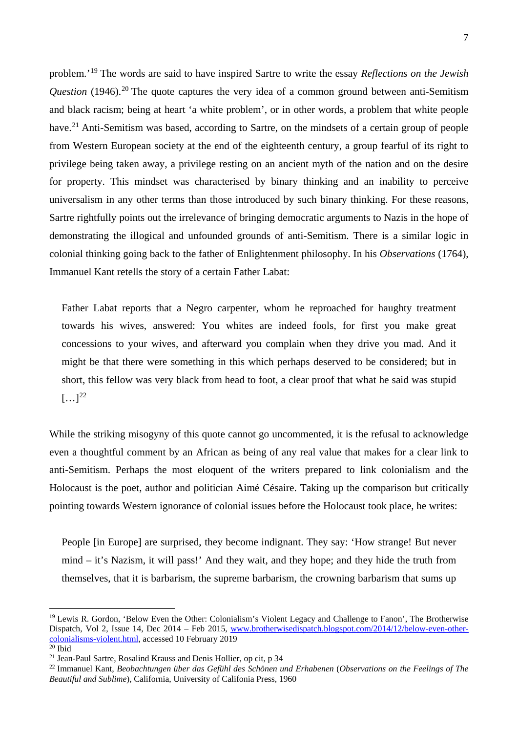problem.'[19] The words are said to have inspired Sartre to write the essay *Reflections on the Jewish Question* (1946).[20] The quote captures the very idea of a common ground between anti-Semitism and black racism; being at heart 'a white problem', or in other words, a problem that white people have.[21] Anti-Semitism was based, according to Sartre, on the mindsets of a certain group of people from Western European society at the end of the eighteenth century, a group fearful of its right to privilege being taken away, a privilege resting on an ancient myth of the nation and on the desire for property. This mindset was characterised by binary thinking and an inability to perceive universalism in any other terms than those introduced by such binary thinking. For these reasons, Sartre rightfully points out the irrelevance of bringing democratic arguments to Nazis in the hope of demonstrating the illogical and unfounded grounds of anti-Semitism. There is a similar logic in colonial thinking going back to the father of Enlightenment philosophy. In his *Observations* (1764), Immanuel Kant retells the story of a certain Father Labat:

> Father Labat reports that a Negro carpenter, whom he reproached for haughty treatment towards his wives, answered: You whites are indeed fools, for first you make great concessions to your wives, and afterward you complain when they drive you mad. And it might be that there were something in this which perhaps deserved to be considered; but in short, this fellow was very black from head to foot, a clear proof that what he said was stupid […][22]

While the striking misogyny of this quote cannot go uncommented, it is the refusal to acknowledge even a thoughtful comment by an African as being of any real value that makes for a clear link to anti-Semitism. Perhaps the most eloquent of the writers prepared to link colonialism and the Holocaust is the poet, author and politician Aimé Césaire. Taking up the comparison but critically pointing towards Western ignorance of colonial issues before the Holocaust took place, he writes:

> People [in Europe] are surprised, they become indignant. They say: 'How strange! But never mind – it's Nazism, it will pass!' And they wait, and they hope; and they hide the truth from themselves, that it is barbarism, the supreme barbarism, the crowning barbarism that sums up

---

[19] Lewis R. Gordon, 'Below Even the Other: Colonialism's Violent Legacy and Challenge to Fanon', The Brotherwise Dispatch, Vol 2, Issue 14, Dec 2014 – Feb 2015, [www.brotherwisedispatch.blogspot.com/2014/12/below-even-other-colonialisms-violent.html](www.brotherwisedispatch.blogspot.com/2014/12/below-even-other-colonialisms-violent.html), accessed 10 February 2019

[20] Ibid

[21] Jean-Paul Sartre, Rosalind Krauss and Denis Hollier, op cit, p 34

[22] Immanuel Kant, *Beobachtungen über das Gefühl des Schönen und Erhabenen* (*Observations on the Feelings of The Beautiful and Sublime*), California, University of Califonia Press, 1960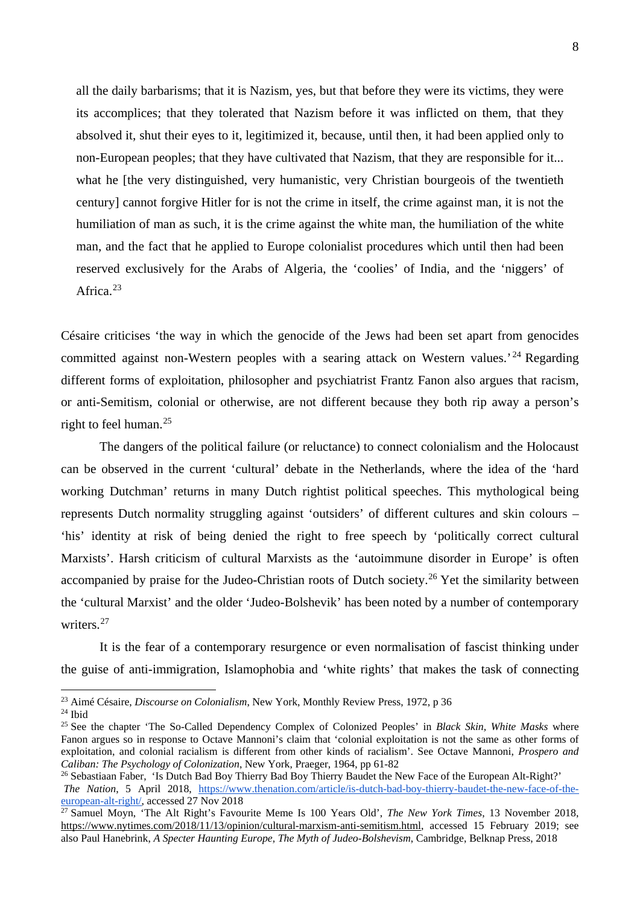> all the daily barbarisms; that it is Nazism, yes, but that before they were its victims, they were its accomplices; that they tolerated that Nazism before it was inflicted on them, that they absolved it, shut their eyes to it, legitimized it, because, until then, it had been applied only to non-European peoples; that they have cultivated that Nazism, that they are responsible for it... what he [the very distinguished, very humanistic, very Christian bourgeois of the twentieth century] cannot forgive Hitler for is not the crime in itself, the crime against man, it is not the humiliation of man as such, it is the crime against the white man, the humiliation of the white man, and the fact that he applied to Europe colonialist procedures which until then had been reserved exclusively for the Arabs of Algeria, the 'coolies' of India, and the 'niggers' of Africa.[23]

Césaire criticises 'the way in which the genocide of the Jews had been set apart from genocides committed against non-Western peoples with a searing attack on Western values.'[24] Regarding different forms of exploitation, philosopher and psychiatrist Frantz Fanon also argues that racism, or anti-Semitism, colonial or otherwise, are not different because they both rip away a person's right to feel human.[25]

The dangers of the political failure (or reluctance) to connect colonialism and the Holocaust can be observed in the current 'cultural' debate in the Netherlands, where the idea of the 'hard working Dutchman' returns in many Dutch rightist political speeches. This mythological being represents Dutch normality struggling against 'outsiders' of different cultures and skin colours – 'his' identity at risk of being denied the right to free speech by 'politically correct cultural Marxists'. Harsh criticism of cultural Marxists as the 'autoimmune disorder in Europe' is often accompanied by praise for the Judeo-Christian roots of Dutch society.[26] Yet the similarity between the 'cultural Marxist' and the older 'Judeo-Bolshevik' has been noted by a number of contemporary writers.[27]

It is the fear of a contemporary resurgence or even normalisation of fascist thinking under the guise of anti-immigration, Islamophobia and 'white rights' that makes the task of connecting

---

[23] Aimé Césaire, *Discourse on Colonialism*, New York, Monthly Review Press, 1972, p 36

[24] Ibid

[25] See the chapter 'The So-Called Dependency Complex of Colonized Peoples' in *Black Skin, White Masks* where Fanon argues so in response to Octave Mannoni's claim that 'colonial exploitation is not the same as other forms of exploitation, and colonial racialism is different from other kinds of racialism'. See Octave Mannoni, *Prospero and Caliban: The Psychology of Colonization*, New York, Praeger, 1964, pp 61-82

[26] Sebastiaan Faber, 'Is Dutch Bad Boy Thierry Bad Boy Thierry Baudet the New Face of the European Alt-Right?' *The Nation*, 5 April 2018, https://www.thenation.com/article/is-dutch-bad-boy-thierry-baudet-the-new-face-of-the-european-alt-right/, accessed 27 Nov 2018

[27] Samuel Moyn, 'The Alt Right's Favourite Meme Is 100 Years Old', *The New York Times*, 13 November 2018, https://www.nytimes.com/2018/11/13/opinion/cultural-marxism-anti-semitism.html, accessed 15 February 2019; see also Paul Hanebrink, *A Specter Haunting Europe, The Myth of Judeo-Bolshevism*, Cambridge, Belknap Press, 2018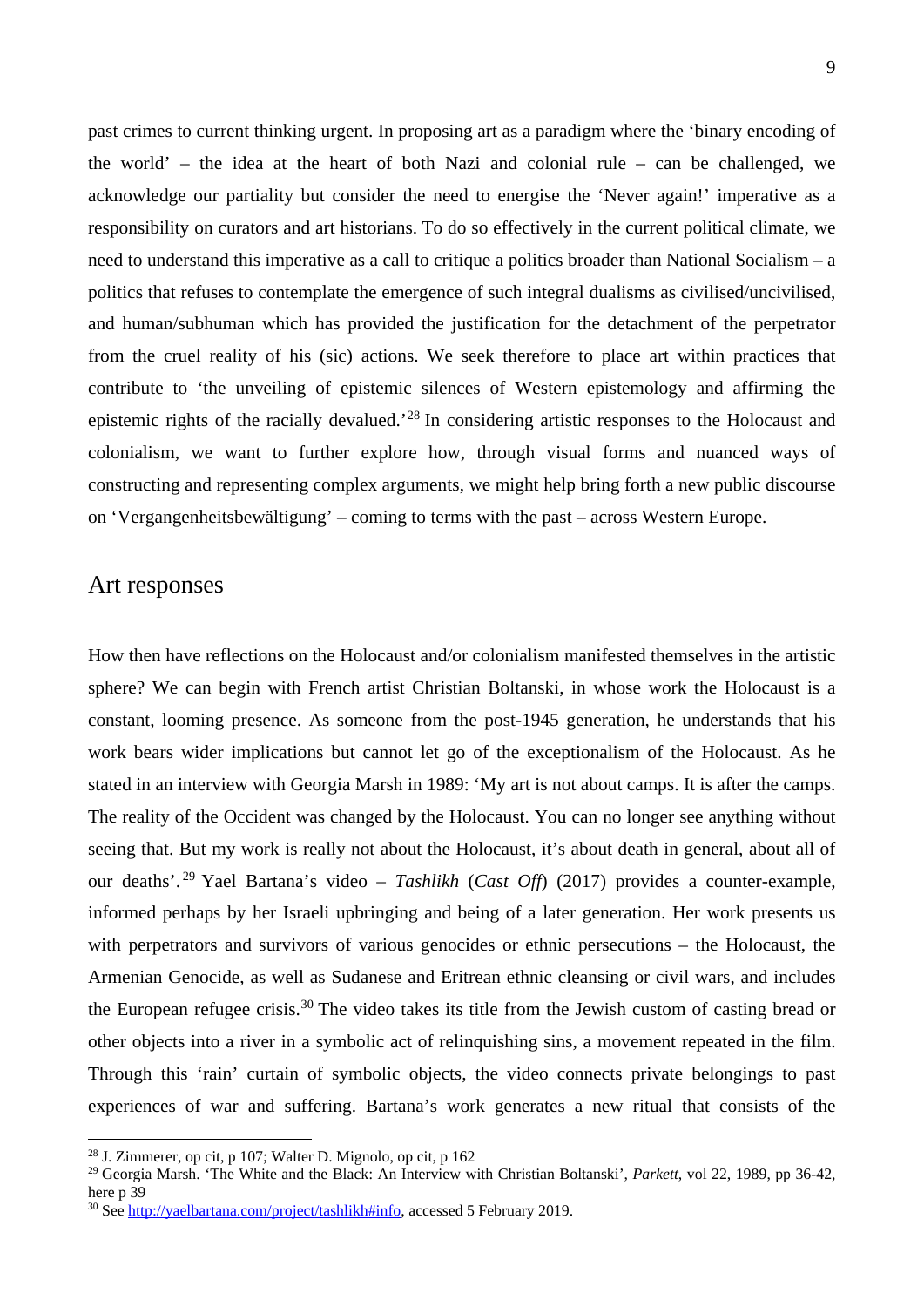past crimes to current thinking urgent. In proposing art as a paradigm where the 'binary encoding of the world' – the idea at the heart of both Nazi and colonial rule – can be challenged, we acknowledge our partiality but consider the need to energise the 'Never again!' imperative as a responsibility on curators and art historians. To do so effectively in the current political climate, we need to understand this imperative as a call to critique a politics broader than National Socialism – a politics that refuses to contemplate the emergence of such integral dualisms as civilised/uncivilised, and human/subhuman which has provided the justification for the detachment of the perpetrator from the cruel reality of his (sic) actions. We seek therefore to place art within practices that contribute to 'the unveiling of epistemic silences of Western epistemology and affirming the epistemic rights of the racially devalued.'[28] In considering artistic responses to the Holocaust and colonialism, we want to further explore how, through visual forms and nuanced ways of constructing and representing complex arguments, we might help bring forth a new public discourse on 'Vergangenheitsbewältigung' – coming to terms with the past – across Western Europe.

## Art responses

How then have reflections on the Holocaust and/or colonialism manifested themselves in the artistic sphere? We can begin with French artist Christian Boltanski, in whose work the Holocaust is a constant, looming presence. As someone from the post-1945 generation, he understands that his work bears wider implications but cannot let go of the exceptionalism of the Holocaust. As he stated in an interview with Georgia Marsh in 1989: 'My art is not about camps. It is after the camps. The reality of the Occident was changed by the Holocaust. You can no longer see anything without seeing that. But my work is really not about the Holocaust, it's about death in general, about all of our deaths'.[29] Yael Bartana's video – *Tashlikh* (*Cast Off*) (2017) provides a counter-example, informed perhaps by her Israeli upbringing and being of a later generation. Her work presents us with perpetrators and survivors of various genocides or ethnic persecutions – the Holocaust, the Armenian Genocide, as well as Sudanese and Eritrean ethnic cleansing or civil wars, and includes the European refugee crisis.[30] The video takes its title from the Jewish custom of casting bread or other objects into a river in a symbolic act of relinquishing sins, a movement repeated in the film. Through this 'rain' curtain of symbolic objects, the video connects private belongings to past experiences of war and suffering. Bartana's work generates a new ritual that consists of the

---

[28] J. Zimmerer, op cit, p 107; Walter D. Mignolo, op cit, p 162

[29] Georgia Marsh. 'The White and the Black: An Interview with Christian Boltanski', *Parkett*, vol 22, 1989, pp 36-42, here p 39

[30] See http://yaelbartana.com/project/tashlikh#info, accessed 5 February 2019.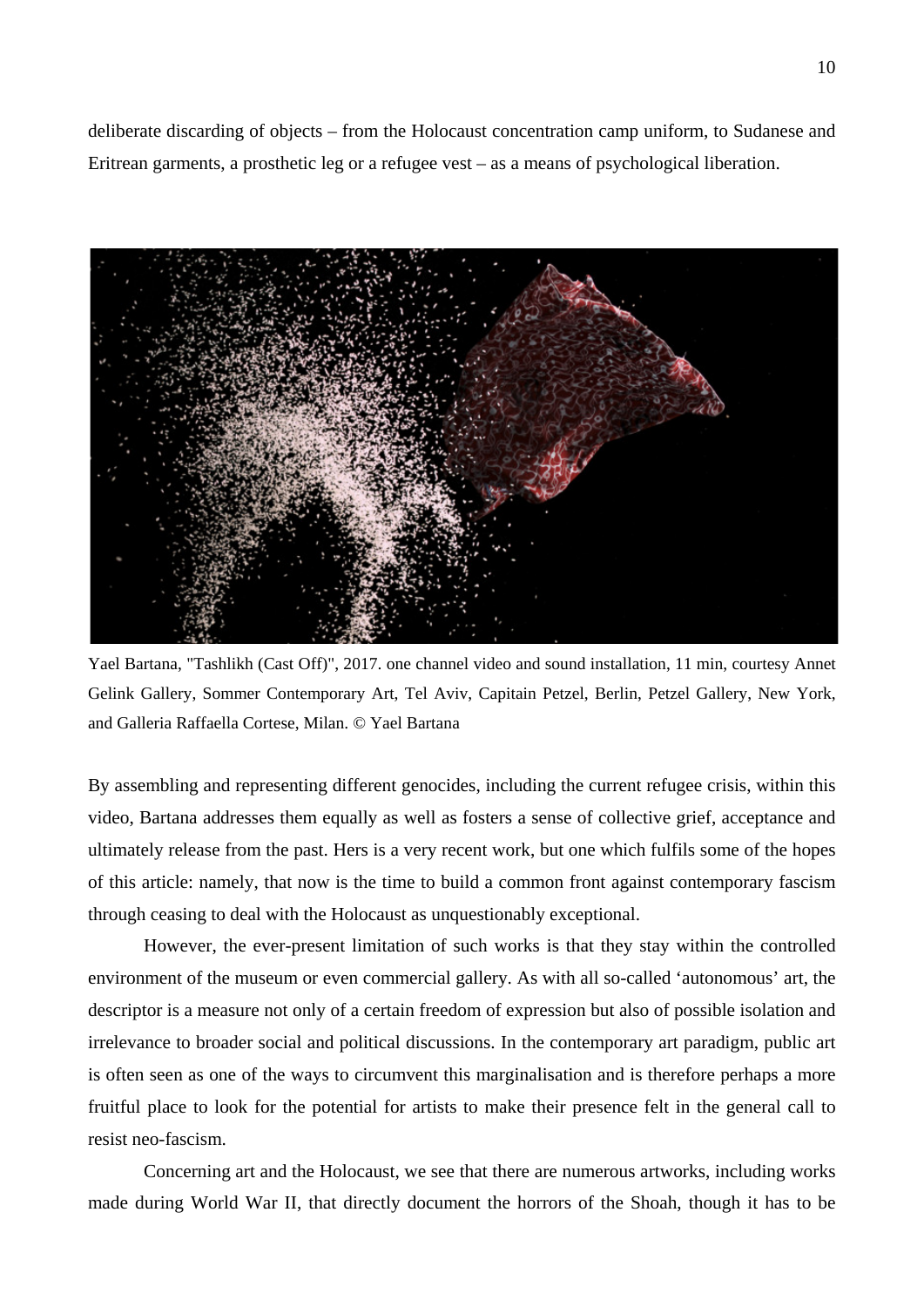deliberate discarding of objects – from the Holocaust concentration camp uniform, to Sudanese and Eritrean garments, a prosthetic leg or a refugee vest – as a means of psychological liberation.

Yael Bartana, "Tashlikh (Cast Off)", 2017. one channel video and sound installation, 11 min, courtesy Annet Gelink Gallery, Sommer Contemporary Art, Tel Aviv, Capitain Petzel, Berlin, Petzel Gallery, New York, and Galleria Raffaella Cortese, Milan. © Yael Bartana

By assembling and representing different genocides, including the current refugee crisis, within this video, Bartana addresses them equally as well as fosters a sense of collective grief, acceptance and ultimately release from the past. Hers is a very recent work, but one which fulfils some of the hopes of this article: namely, that now is the time to build a common front against contemporary fascism through ceasing to deal with the Holocaust as unquestionably exceptional.

However, the ever-present limitation of such works is that they stay within the controlled environment of the museum or even commercial gallery. As with all so-called 'autonomous' art, the descriptor is a measure not only of a certain freedom of expression but also of possible isolation and irrelevance to broader social and political discussions. In the contemporary art paradigm, public art is often seen as one of the ways to circumvent this marginalisation and is therefore perhaps a more fruitful place to look for the potential for artists to make their presence felt in the general call to resist neo-fascism.

Concerning art and the Holocaust, we see that there are numerous artworks, including works made during World War II, that directly document the horrors of the Shoah, though it has to be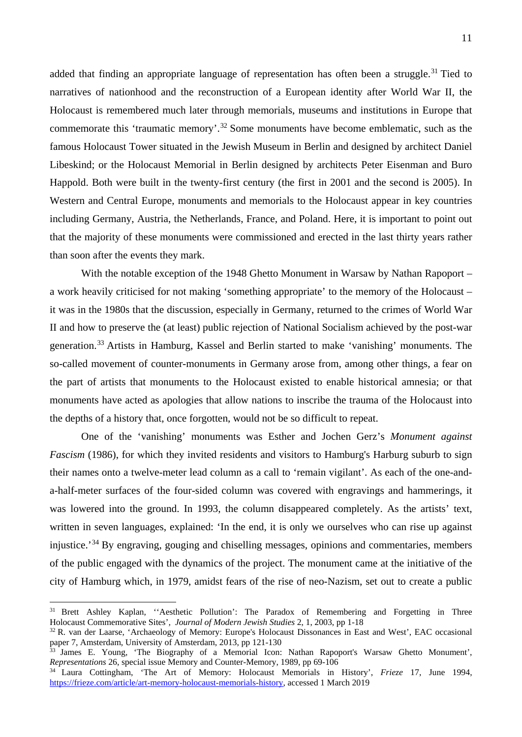added that finding an appropriate language of representation has often been a struggle.[31] Tied to narratives of nationhood and the reconstruction of a European identity after World War II, the Holocaust is remembered much later through memorials, museums and institutions in Europe that commemorate this 'traumatic memory'.[32] Some monuments have become emblematic, such as the famous Holocaust Tower situated in the Jewish Museum in Berlin and designed by architect Daniel Libeskind; or the Holocaust Memorial in Berlin designed by architects Peter Eisenman and Buro Happold. Both were built in the twenty-first century (the first in 2001 and the second is 2005). In Western and Central Europe, monuments and memorials to the Holocaust appear in key countries including Germany, Austria, the Netherlands, France, and Poland. Here, it is important to point out that the majority of these monuments were commissioned and erected in the last thirty years rather than soon after the events they mark.

With the notable exception of the 1948 Ghetto Monument in Warsaw by Nathan Rapoport – a work heavily criticised for not making 'something appropriate' to the memory of the Holocaust – it was in the 1980s that the discussion, especially in Germany, returned to the crimes of World War II and how to preserve the (at least) public rejection of National Socialism achieved by the post-war generation.[33] Artists in Hamburg, Kassel and Berlin started to make 'vanishing' monuments. The so-called movement of counter-monuments in Germany arose from, among other things, a fear on the part of artists that monuments to the Holocaust existed to enable historical amnesia; or that monuments have acted as apologies that allow nations to inscribe the trauma of the Holocaust into the depths of a history that, once forgotten, would not be so difficult to repeat.

One of the 'vanishing' monuments was Esther and Jochen Gerz's *Monument against Fascism* (1986), for which they invited residents and visitors to Hamburg's Harburg suburb to sign their names onto a twelve-meter lead column as a call to 'remain vigilant'. As each of the one-and-a-half-meter surfaces of the four-sided column was covered with engravings and hammerings, it was lowered into the ground. In 1993, the column disappeared completely. As the artists' text, written in seven languages, explained: 'In the end, it is only we ourselves who can rise up against injustice.'[34] By engraving, gouging and chiselling messages, opinions and commentaries, members of the public engaged with the dynamics of the project. The monument came at the initiative of the city of Hamburg which, in 1979, amidst fears of the rise of neo-Nazism, set out to create a public

---

[31] Brett Ashley Kaplan, ''Aesthetic Pollution': The Paradox of Remembering and Forgetting in Three Holocaust Commemorative Sites', *Journal of Modern Jewish Studies* 2, 1, 2003, pp 1-18

[32] R. van der Laarse, 'Archaeology of Memory: Europe's Holocaust Dissonances in East and West', EAC occasional paper 7, Amsterdam, University of Amsterdam, 2013, pp 121-130

[33] James E. Young, 'The Biography of a Memorial Icon: Nathan Rapoport's Warsaw Ghetto Monument', *Representations* 26, special issue Memory and Counter-Memory, 1989, pp 69-106

[34] Laura Cottingham, 'The Art of Memory: Holocaust Memorials in History', *Frieze* 17, June 1994, https://frieze.com/article/art-memory-holocaust-memorials-history, accessed 1 March 2019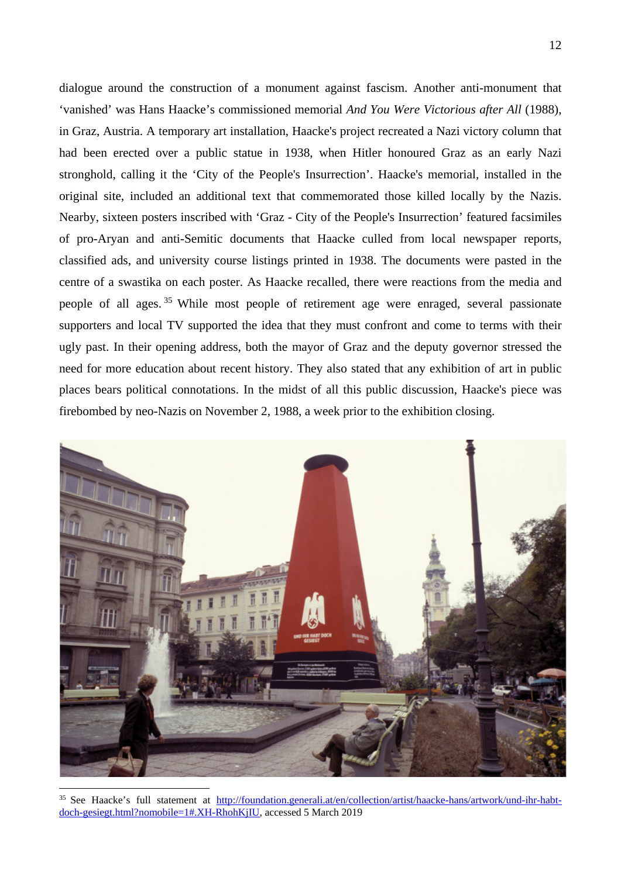dialogue around the construction of a monument against fascism. Another anti-monument that 'vanished' was Hans Haacke's commissioned memorial *And You Were Victorious after All* (1988), in Graz, Austria. A temporary art installation, Haacke's project recreated a Nazi victory column that had been erected over a public statue in 1938, when Hitler honoured Graz as an early Nazi stronghold, calling it the 'City of the People's Insurrection'. Haacke's memorial, installed in the original site, included an additional text that commemorated those killed locally by the Nazis. Nearby, sixteen posters inscribed with 'Graz - City of the People's Insurrection' featured facsimiles of pro-Aryan and anti-Semitic documents that Haacke culled from local newspaper reports, classified ads, and university course listings printed in 1938. The documents were pasted in the centre of a swastika on each poster. As Haacke recalled, there were reactions from the media and people of all ages.[35] While most people of retirement age were enraged, several passionate supporters and local TV supported the idea that they must confront and come to terms with their ugly past. In their opening address, both the mayor of Graz and the deputy governor stressed the need for more education about recent history. They also stated that any exhibition of art in public places bears political connotations. In the midst of all this public discussion, Haacke's piece was firebombed by neo-Nazis on November 2, 1988, a week prior to the exhibition closing.

[35] See Haacke's full statement at http://foundation.generali.at/en/collection/artist/haacke-hans/artwork/und-ihr-habt-doch-gesiegt.html?nomobile=1#.XH-RhohKjIU, accessed 5 March 2019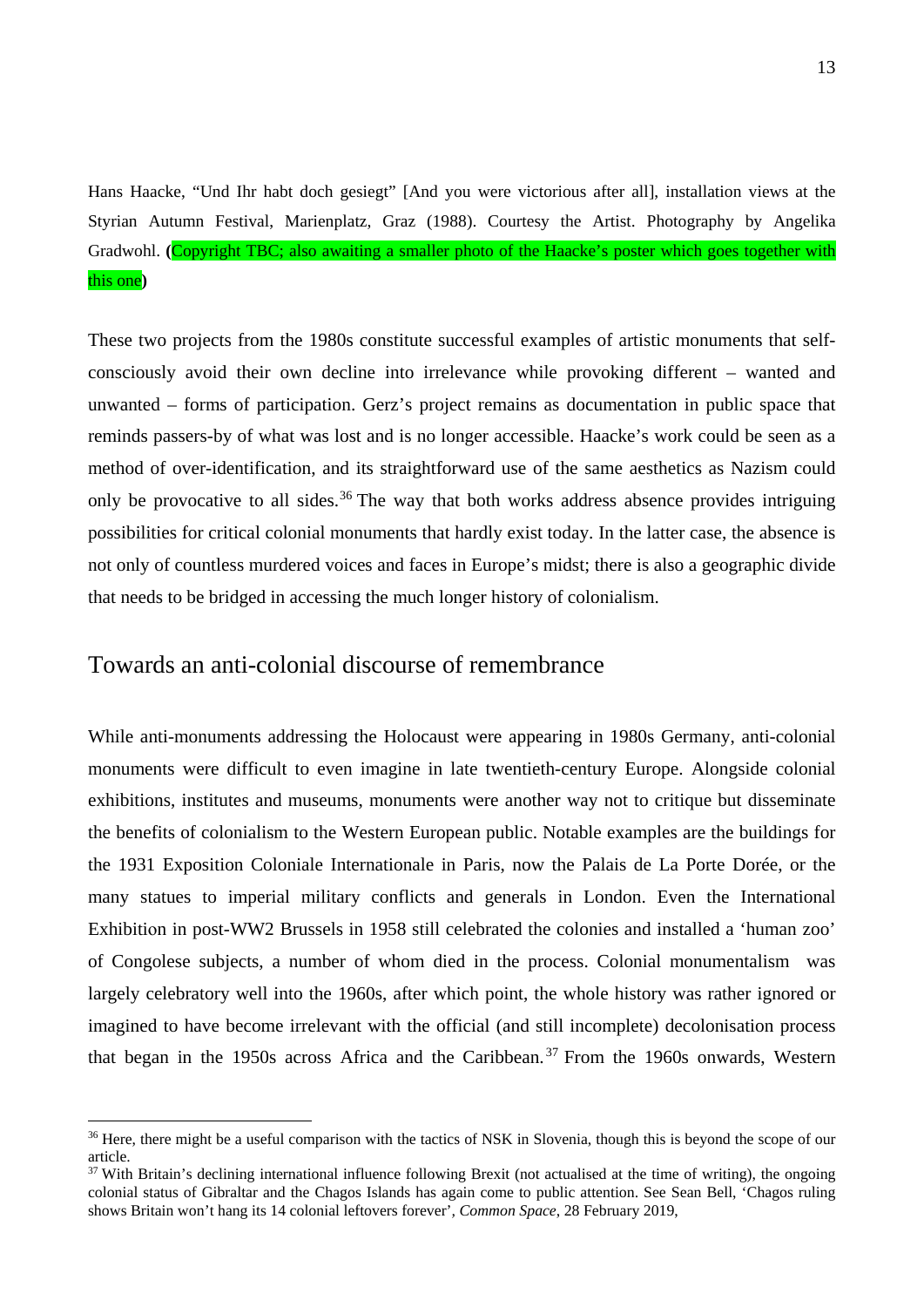Hans Haacke, “Und Ihr habt doch gesiegt” [And you were victorious after all], installation views at the Styrian Autumn Festival, Marienplatz, Graz (1988). Courtesy the Artist. Photography by Angelika Gradwohl. **(**Copyright TBC; also awaiting a smaller photo of the Haacke’s poster which goes together with this one**)**

These two projects from the 1980s constitute successful examples of artistic monuments that self-consciously avoid their own decline into irrelevance while provoking different – wanted and unwanted – forms of participation. Gerz’s project remains as documentation in public space that reminds passers-by of what was lost and is no longer accessible. Haacke’s work could be seen as a method of over-identification, and its straightforward use of the same aesthetics as Nazism could only be provocative to all sides.[36] The way that both works address absence provides intriguing possibilities for critical colonial monuments that hardly exist today. In the latter case, the absence is not only of countless murdered voices and faces in Europe’s midst; there is also a geographic divide that needs to be bridged in accessing the much longer history of colonialism.

## Towards an anti-colonial discourse of remembrance

While anti-monuments addressing the Holocaust were appearing in 1980s Germany, anti-colonial monuments were difficult to even imagine in late twentieth-century Europe. Alongside colonial exhibitions, institutes and museums, monuments were another way not to critique but disseminate the benefits of colonialism to the Western European public. Notable examples are the buildings for the 1931 Exposition Coloniale Internationale in Paris, now the Palais de La Porte Dorée, or the many statues to imperial military conflicts and generals in London. Even the International Exhibition in post-WW2 Brussels in 1958 still celebrated the colonies and installed a ‘human zoo’ of Congolese subjects, a number of whom died in the process. Colonial monumentalism was largely celebratory well into the 1960s, after which point, the whole history was rather ignored or imagined to have become irrelevant with the official (and still incomplete) decolonisation process that began in the 1950s across Africa and the Caribbean.[37] From the 1960s onwards, Western

---

[36] Here, there might be a useful comparison with the tactics of NSK in Slovenia, though this is beyond the scope of our article.

[37] With Britain’s declining international influence following Brexit (not actualised at the time of writing), the ongoing colonial status of Gibraltar and the Chagos Islands has again come to public attention. See Sean Bell, ‘Chagos ruling shows Britain won’t hang its 14 colonial leftovers forever’, *Common Space*, 28 February 2019,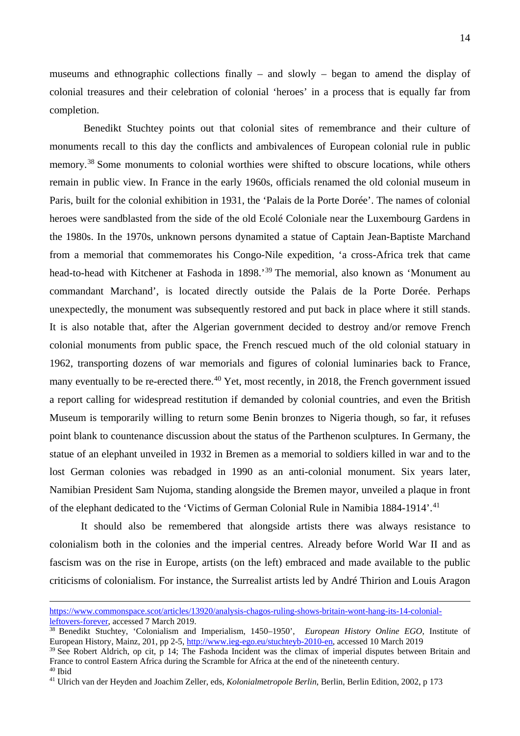museums and ethnographic collections finally – and slowly – began to amend the display of colonial treasures and their celebration of colonial 'heroes' in a process that is equally far from completion.

Benedikt Stuchtey points out that colonial sites of remembrance and their culture of monuments recall to this day the conflicts and ambivalences of European colonial rule in public memory.[38] Some monuments to colonial worthies were shifted to obscure locations, while others remain in public view. In France in the early 1960s, officials renamed the old colonial museum in Paris, built for the colonial exhibition in 1931, the 'Palais de la Porte Dorée'. The names of colonial heroes were sandblasted from the side of the old Ecolé Coloniale near the Luxembourg Gardens in the 1980s. In the 1970s, unknown persons dynamited a statue of Captain Jean-Baptiste Marchand from a memorial that commemorates his Congo-Nile expedition, 'a cross-Africa trek that came head-to-head with Kitchener at Fashoda in 1898.'[39] The memorial, also known as 'Monument au commandant Marchand', is located directly outside the Palais de la Porte Dorée. Perhaps unexpectedly, the monument was subsequently restored and put back in place where it still stands. It is also notable that, after the Algerian government decided to destroy and/or remove French colonial monuments from public space, the French rescued much of the old colonial statuary in 1962, transporting dozens of war memorials and figures of colonial luminaries back to France, many eventually to be re-erected there.[40] Yet, most recently, in 2018, the French government issued a report calling for widespread restitution if demanded by colonial countries, and even the British Museum is temporarily willing to return some Benin bronzes to Nigeria though, so far, it refuses point blank to countenance discussion about the status of the Parthenon sculptures. In Germany, the statue of an elephant unveiled in 1932 in Bremen as a memorial to soldiers killed in war and to the lost German colonies was rebadged in 1990 as an anti-colonial monument. Six years later, Namibian President Sam Nujoma, standing alongside the Bremen mayor, unveiled a plaque in front of the elephant dedicated to the 'Victims of German Colonial Rule in Namibia 1884-1914'.[41]

It should also be remembered that alongside artists there was always resistance to colonialism both in the colonies and the imperial centres. Already before World War II and as fascism was on the rise in Europe, artists (on the left) embraced and made available to the public criticisms of colonialism. For instance, the Surrealist artists led by André Thirion and Louis Aragon

---

https://www.commonspace.scot/articles/13920/analysis-chagos-ruling-shows-britain-wont-hang-its-14-colonial-leftovers-forever, accessed 7 March 2019.

[38] Benedikt Stuchtey, 'Colonialism and Imperialism, 1450–1950', *European History Online EGO*, Institute of European History, Mainz, 201, pp 2-5, http://www.ieg-ego.eu/stuchteyb-2010-en, accessed 10 March 2019

[39] See Robert Aldrich, op cit, p 14; The Fashoda Incident was the climax of imperial disputes between Britain and France to control Eastern Africa during the Scramble for Africa at the end of the nineteenth century.

[40] Ibid

[41] Ulrich van der Heyden and Joachim Zeller, eds, *Kolonialmetropole Berlin*, Berlin, Berlin Edition, 2002, p 173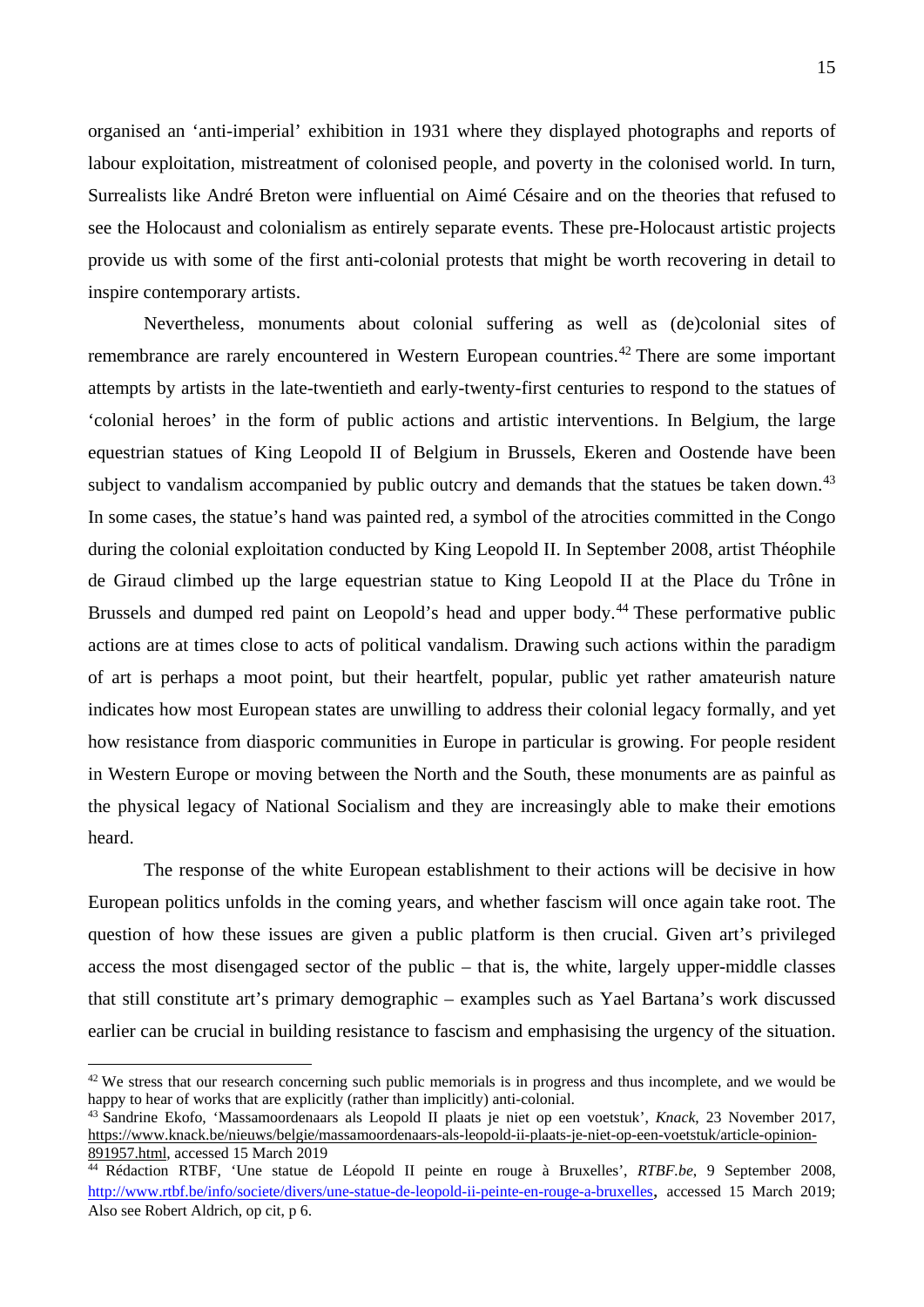organised an 'anti-imperial' exhibition in 1931 where they displayed photographs and reports of labour exploitation, mistreatment of colonised people, and poverty in the colonised world. In turn, Surrealists like André Breton were influential on Aimé Césaire and on the theories that refused to see the Holocaust and colonialism as entirely separate events. These pre-Holocaust artistic projects provide us with some of the first anti-colonial protests that might be worth recovering in detail to inspire contemporary artists.

Nevertheless, monuments about colonial suffering as well as (de)colonial sites of remembrance are rarely encountered in Western European countries.[42] There are some important attempts by artists in the late-twentieth and early-twenty-first centuries to respond to the statues of 'colonial heroes' in the form of public actions and artistic interventions. In Belgium, the large equestrian statues of King Leopold II of Belgium in Brussels, Ekeren and Oostende have been subject to vandalism accompanied by public outcry and demands that the statues be taken down.[43] In some cases, the statue's hand was painted red, a symbol of the atrocities committed in the Congo during the colonial exploitation conducted by King Leopold II. In September 2008, artist Théophile de Giraud climbed up the large equestrian statue to King Leopold II at the Place du Trône in Brussels and dumped red paint on Leopold's head and upper body.[44] These performative public actions are at times close to acts of political vandalism. Drawing such actions within the paradigm of art is perhaps a moot point, but their heartfelt, popular, public yet rather amateurish nature indicates how most European states are unwilling to address their colonial legacy formally, and yet how resistance from diasporic communities in Europe in particular is growing. For people resident in Western Europe or moving between the North and the South, these monuments are as painful as the physical legacy of National Socialism and they are increasingly able to make their emotions heard.

The response of the white European establishment to their actions will be decisive in how European politics unfolds in the coming years, and whether fascism will once again take root. The question of how these issues are given a public platform is then crucial. Given art's privileged access the most disengaged sector of the public – that is, the white, largely upper-middle classes that still constitute art's primary demographic – examples such as Yael Bartana's work discussed earlier can be crucial in building resistance to fascism and emphasising the urgency of the situation.

---

[42] We stress that our research concerning such public memorials is in progress and thus incomplete, and we would be happy to hear of works that are explicitly (rather than implicitly) anti-colonial.

[43] Sandrine Ekofo, 'Massamoordenaars als Leopold II plaats je niet op een voetstuk', *Knack*, 23 November 2017, https://www.knack.be/nieuws/belgie/massamoordenaars-als-leopold-ii-plaats-je-niet-op-een-voetstuk/article-opinion-891957.html, accessed 15 March 2019

[44] Rédaction RTBF, 'Une statue de Léopold II peinte en rouge à Bruxelles', *RTBF.be*, 9 September 2008, http://www.rtbf.be/info/societe/divers/une-statue-de-leopold-ii-peinte-en-rouge-a-bruxelles, accessed 15 March 2019; Also see Robert Aldrich, op cit, p 6.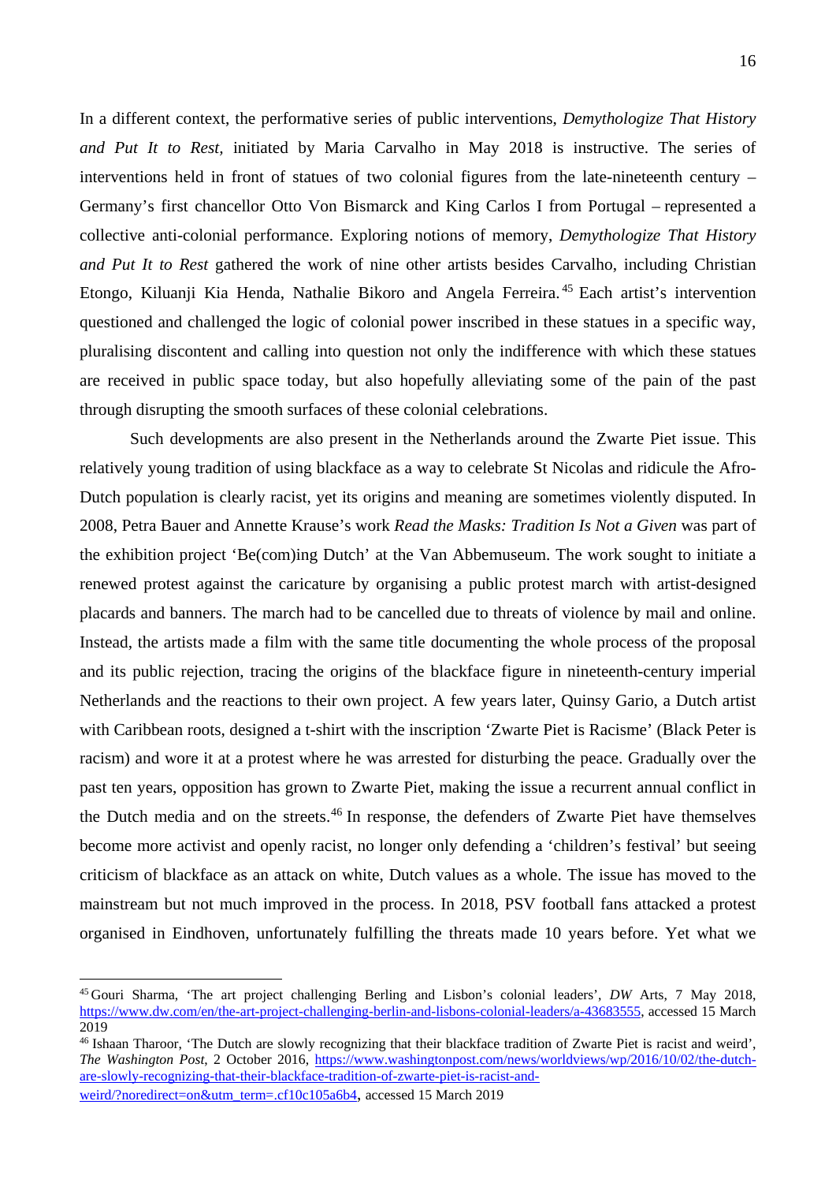In a different context, the performative series of public interventions, *Demythologize That History and Put It to Rest*, initiated by Maria Carvalho in May 2018 is instructive. The series of interventions held in front of statues of two colonial figures from the late-nineteenth century – Germany's first chancellor Otto Von Bismarck and King Carlos I from Portugal – represented a collective anti-colonial performance. Exploring notions of memory, *Demythologize That History and Put It to Rest* gathered the work of nine other artists besides Carvalho, including Christian Etongo, Kiluanji Kia Henda, Nathalie Bikoro and Angela Ferreira.[45] Each artist's intervention questioned and challenged the logic of colonial power inscribed in these statues in a specific way, pluralising discontent and calling into question not only the indifference with which these statues are received in public space today, but also hopefully alleviating some of the pain of the past through disrupting the smooth surfaces of these colonial celebrations.

Such developments are also present in the Netherlands around the Zwarte Piet issue. This relatively young tradition of using blackface as a way to celebrate St Nicolas and ridicule the Afro-Dutch population is clearly racist, yet its origins and meaning are sometimes violently disputed. In 2008, Petra Bauer and Annette Krause's work *Read the Masks: Tradition Is Not a Given* was part of the exhibition project 'Be(com)ing Dutch' at the Van Abbemuseum. The work sought to initiate a renewed protest against the caricature by organising a public protest march with artist-designed placards and banners. The march had to be cancelled due to threats of violence by mail and online. Instead, the artists made a film with the same title documenting the whole process of the proposal and its public rejection, tracing the origins of the blackface figure in nineteenth-century imperial Netherlands and the reactions to their own project. A few years later, Quinsy Gario, a Dutch artist with Caribbean roots, designed a t-shirt with the inscription 'Zwarte Piet is Racisme' (Black Peter is racism) and wore it at a protest where he was arrested for disturbing the peace. Gradually over the past ten years, opposition has grown to Zwarte Piet, making the issue a recurrent annual conflict in the Dutch media and on the streets.[46] In response, the defenders of Zwarte Piet have themselves become more activist and openly racist, no longer only defending a 'children's festival' but seeing criticism of blackface as an attack on white, Dutch values as a whole. The issue has moved to the mainstream but not much improved in the process. In 2018, PSV football fans attacked a protest organised in Eindhoven, unfortunately fulfilling the threats made 10 years before. Yet what we

---

[45] Gouri Sharma, 'The art project challenging Berling and Lisbon's colonial leaders', *DW* Arts, 7 May 2018, https://www.dw.com/en/the-art-project-challenging-berlin-and-lisbons-colonial-leaders/a-43683555, accessed 15 March 2019

[46] Ishaan Tharoor, 'The Dutch are slowly recognizing that their blackface tradition of Zwarte Piet is racist and weird', *The Washington Post*, 2 October 2016, https://www.washingtonpost.com/news/worldviews/wp/2016/10/02/the-dutch-are-slowly-recognizing-that-their-blackface-tradition-of-zwarte-piet-is-racist-and-weird/?noredirect=on&utm_term=.cf10c105a6b4, accessed 15 March 2019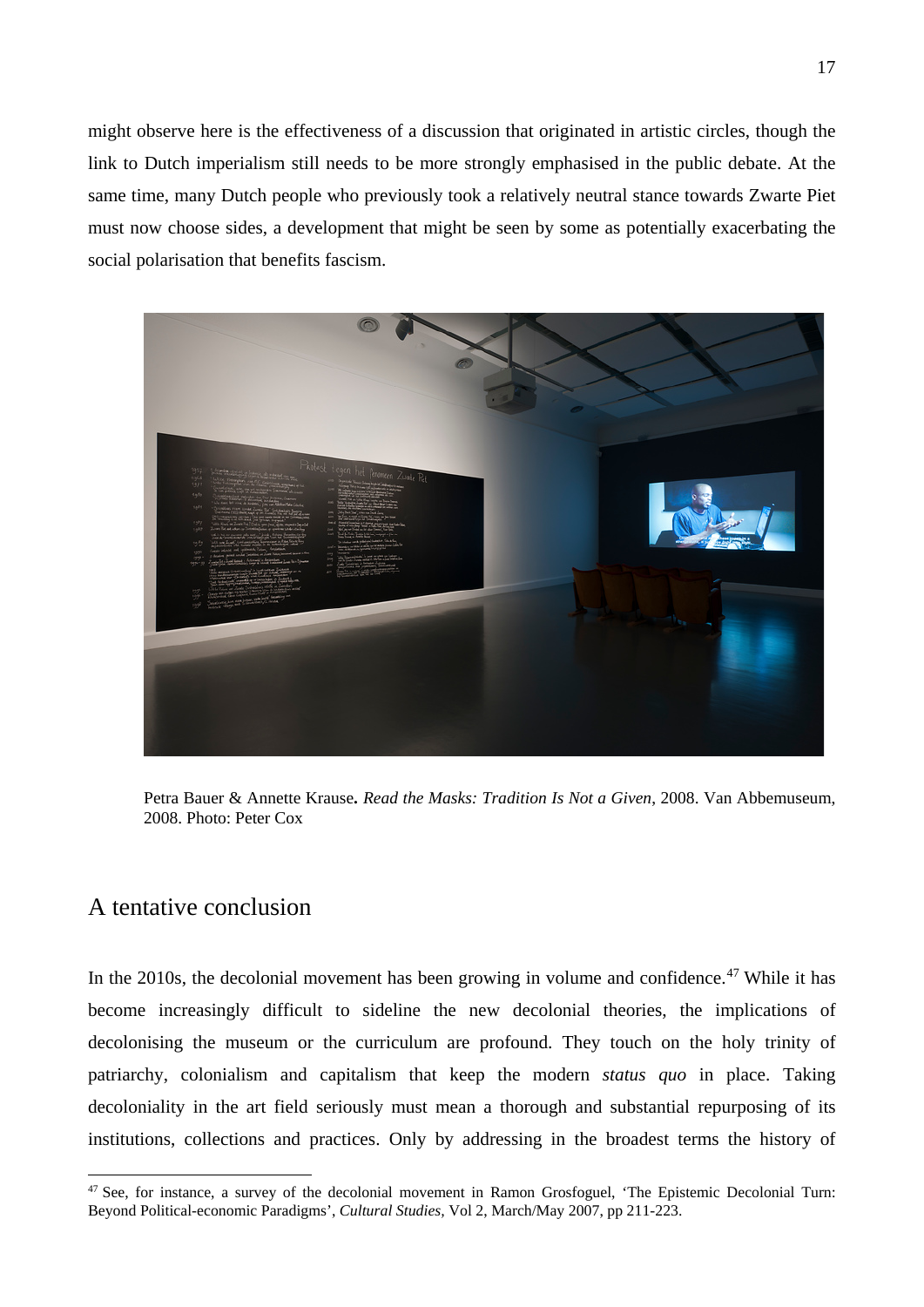might observe here is the effectiveness of a discussion that originated in artistic circles, though the link to Dutch imperialism still needs to be more strongly emphasised in the public debate. At the same time, many Dutch people who previously took a relatively neutral stance towards Zwarte Piet must now choose sides, a development that might be seen by some as potentially exacerbating the social polarisation that benefits fascism.

Petra Bauer & Annette Krause**.** *Read the Masks: Tradition Is Not a Given*, 2008. Van Abbemuseum, 2008. Photo: Peter Cox

## A tentative conclusion

In the 2010s, the decolonial movement has been growing in volume and confidence.[47] While it has become increasingly difficult to sideline the new decolonial theories, the implications of decolonising the museum or the curriculum are profound. They touch on the holy trinity of patriarchy, colonialism and capitalism that keep the modern *status quo* in place. Taking decoloniality in the art field seriously must mean a thorough and substantial repurposing of its institutions, collections and practices. Only by addressing in the broadest terms the history of

[47] See, for instance, a survey of the decolonial movement in Ramon Grosfoguel, 'The Epistemic Decolonial Turn: Beyond Political-economic Paradigms', *Cultural Studies*, Vol 2, March/May 2007, pp 211-223.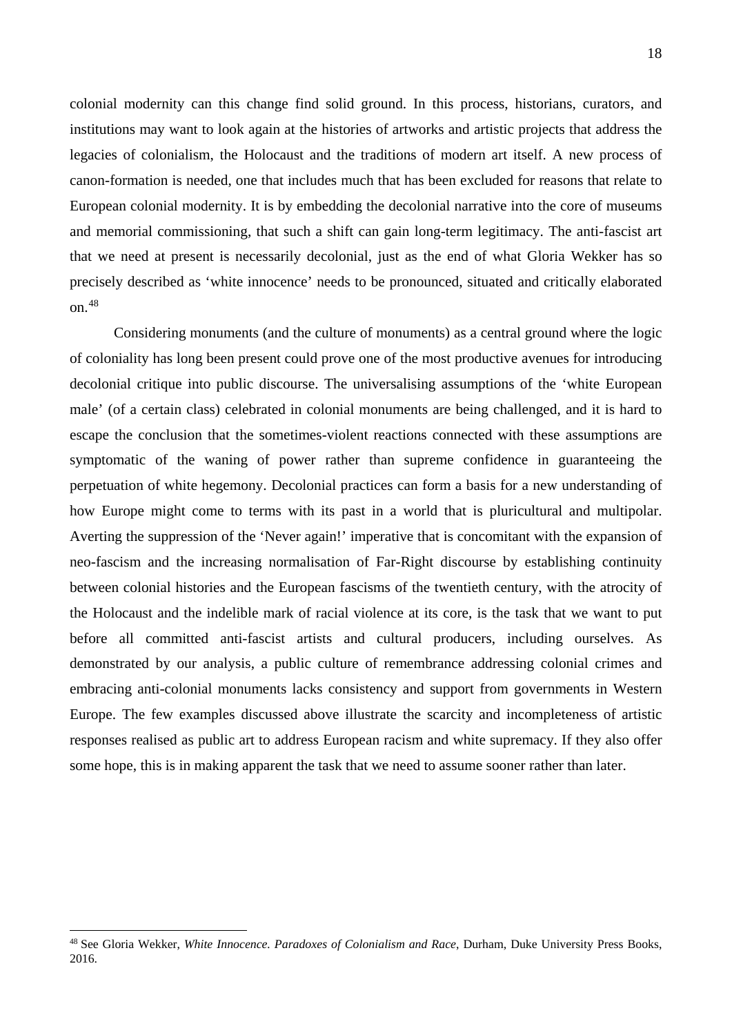colonial modernity can this change find solid ground. In this process, historians, curators, and institutions may want to look again at the histories of artworks and artistic projects that address the legacies of colonialism, the Holocaust and the traditions of modern art itself. A new process of canon-formation is needed, one that includes much that has been excluded for reasons that relate to European colonial modernity. It is by embedding the decolonial narrative into the core of museums and memorial commissioning, that such a shift can gain long-term legitimacy. The anti-fascist art that we need at present is necessarily decolonial, just as the end of what Gloria Wekker has so precisely described as 'white innocence' needs to be pronounced, situated and critically elaborated on.[48]

Considering monuments (and the culture of monuments) as a central ground where the logic of coloniality has long been present could prove one of the most productive avenues for introducing decolonial critique into public discourse. The universalising assumptions of the 'white European male' (of a certain class) celebrated in colonial monuments are being challenged, and it is hard to escape the conclusion that the sometimes-violent reactions connected with these assumptions are symptomatic of the waning of power rather than supreme confidence in guaranteeing the perpetuation of white hegemony. Decolonial practices can form a basis for a new understanding of how Europe might come to terms with its past in a world that is pluricultural and multipolar. Averting the suppression of the 'Never again!' imperative that is concomitant with the expansion of neo-fascism and the increasing normalisation of Far-Right discourse by establishing continuity between colonial histories and the European fascisms of the twentieth century, with the atrocity of the Holocaust and the indelible mark of racial violence at its core, is the task that we want to put before all committed anti-fascist artists and cultural producers, including ourselves. As demonstrated by our analysis, a public culture of remembrance addressing colonial crimes and embracing anti-colonial monuments lacks consistency and support from governments in Western Europe. The few examples discussed above illustrate the scarcity and incompleteness of artistic responses realised as public art to address European racism and white supremacy. If they also offer some hope, this is in making apparent the task that we need to assume sooner rather than later.

---

[48] See Gloria Wekker, *White Innocence. Paradoxes of Colonialism and Race*, Durham, Duke University Press Books, 2016.